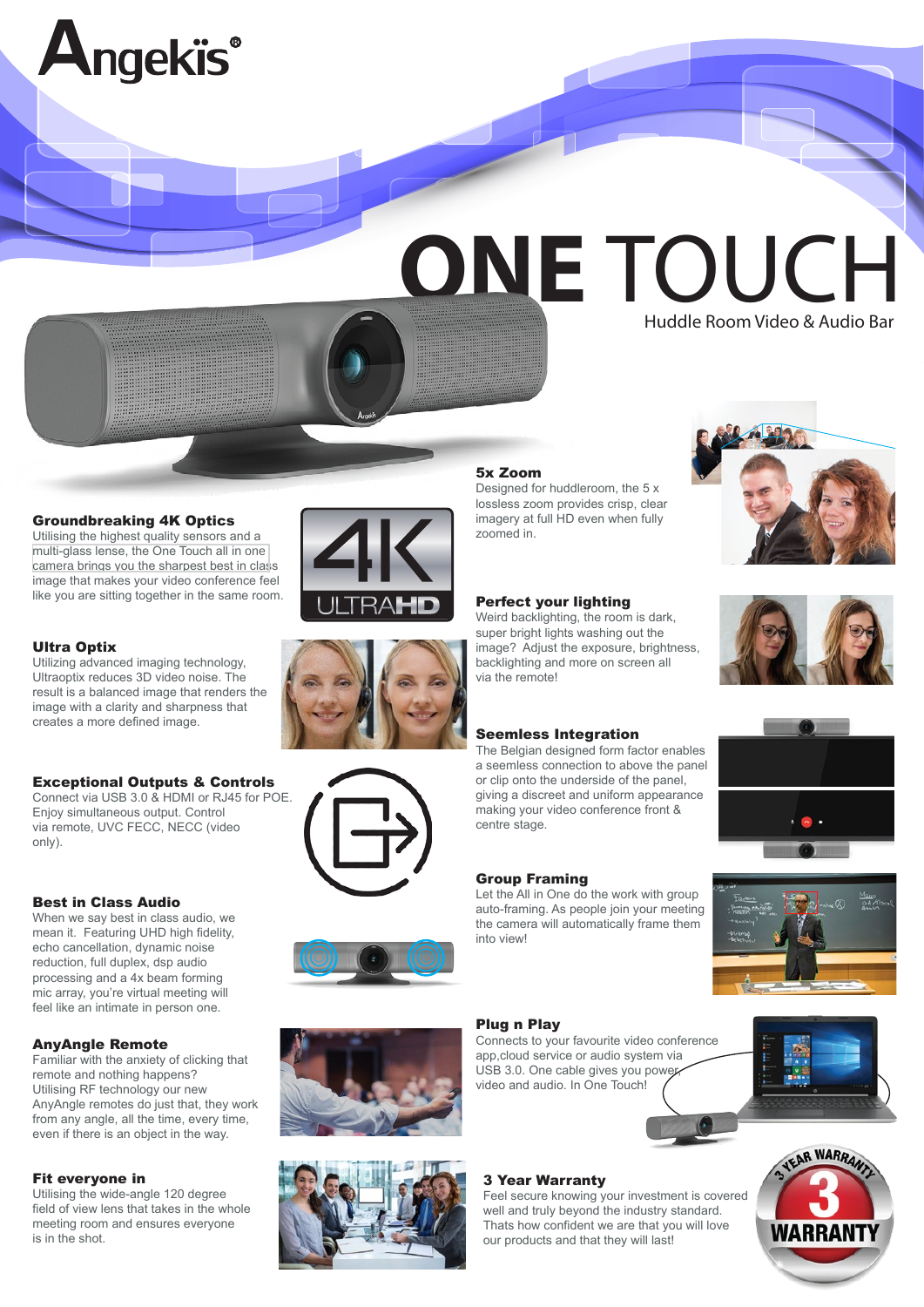# Angekis®

# ONE TOUCH

Huddle Room Video & Audio Bar

### Groundbreaking 4K Optics

Utilising the highest quality sensors and a multi-glass lense, the One Touch all in one camera brings you the sharpest best in class image that makes your video conference feel like you are sitting together in the same room.

4K ULTRAHD

### Ultra Optix

Utilizing advanced imaging technology, Ultraoptix reduces 3D video noise. The result is a balanced image that renders the image with a clarity and sharpness that creates a more defined image.

### Exceptional Outputs & Controls

Connect via USB 3.0 & HDMI or RJ45 for POE. Enjoy simultaneous output. Control via remote, UVC FECC, NECC (video only).

### Best in Class Audio

When we say best in class audio, we mean it. Featuring UHD high fidelity, echo cancellation, dynamic noise reduction, full duplex, dsp audio processing and a 4x beam forming mic array, you're virtual meeting will feel like an intimate in person one.

### AnyAngle Remote

Familiar with the anxiety of clicking that remote and nothing happens? Utilising RF technology our new AnyAngle remotes do just that, they work from any angle, all the time, every time, even if there is an object in the way.

### Fit everyone in

Utilising the wide-angle 120 degree field of view lens that takes in the whole meeting room and ensures everyone is in the shot.

### 5x Zoom

Designed for huddleroom, the 5 x lossless zoom provides crisp, clear imagery at full HD even when fully zoomed in.

### Perfect your lighting

Weird backlighting, the room is dark, super bright lights washing out the image? Adjust the exposure, brightness, backlighting and more on screen all via the remote!

### Seemless Integration

The Belgian designed form factor enables a seemless connection to above the panel or clip onto the underside of the panel, giving a discreet and uniform appearance making your video conference front & centre stage.

### Group Framing

Let the All in One do the work with group auto-framing. As people join your meeting the camera will automatically frame them into view!

### Plug n Play

Connects to your favourite video conference app,cloud service or audio system via USB 3.0. One cable gives you power, video and audio. In One Touch!

### 3 Year Warranty

Feel secure knowing your investment is covered well and truly beyond the industry standard. Thats how confident we are that you will love our products and that they will last!

3 YEAR WARRANTY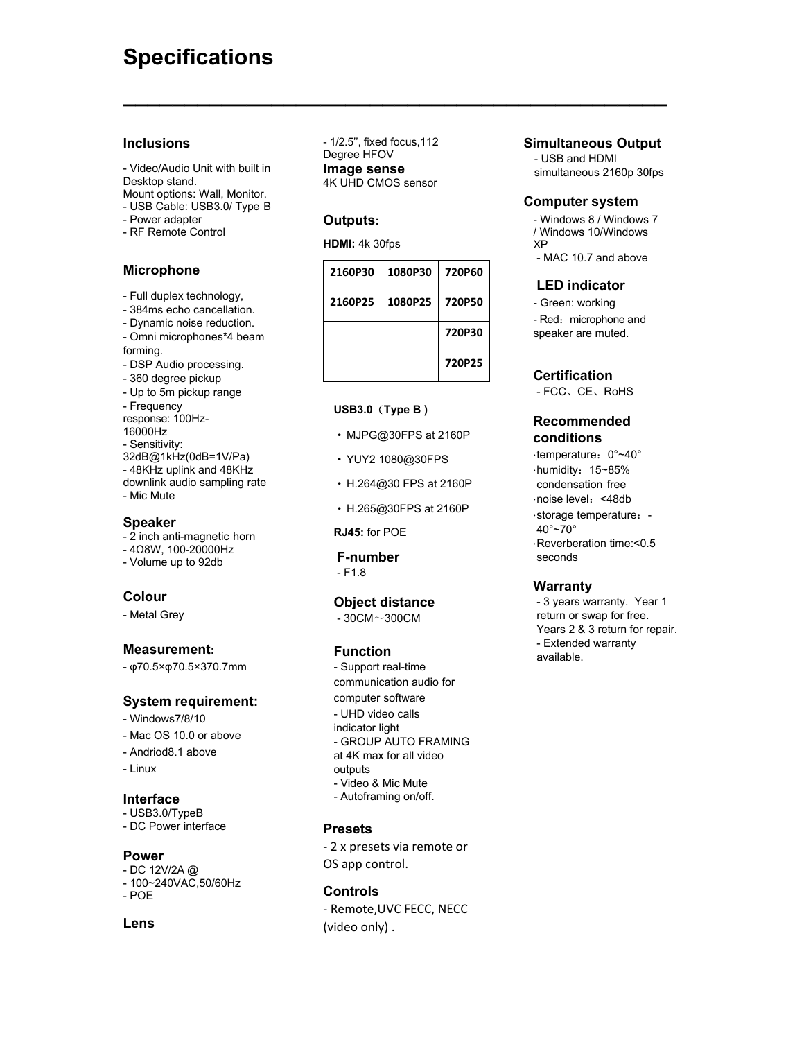# Specifications

### Inclusions

- Video/Audio Unit with built in Desktop stand.
Mount options: Wall, Monitor.
- USB Cable: USB3.0/ Type B
- Power adapter
- RF Remote Control

### Microphone

- Full duplex technology,
- 384ms echo cancellation.
- Dynamic noise reduction.
- Omni microphones*4 beam forming.
- DSP Audio processing.
- 360 degree pickup
- Up to 5m pickup range
- Frequency response: 100Hz-16000Hz
- Sensitivity: 32dB@1kHz(0dB=1V/Pa)
- 48KHz uplink and 48KHz downlink audio sampling rate
- Mic Mute

### Speaker

- 2 inch anti-magnetic horn
- 4Ω8W, 100-20000Hz
- Volume up to 92db

### Colour

- Metal Grey

### Measurement:

- φ70.5×φ70.5×370.7mm

### System requirement:

- Windows7/8/10
- Mac OS 10.0 or above
- Andriod8.1 above
- Linux

### Interface

- USB3.0/TypeB
- DC Power interface

### Power

- DC 12V/2A @
- 100~240VAC,50/60Hz
- POE

### Lens

- 1/2.5'', fixed focus,112 Degree HFOV

### Image sense

4K UHD CMOS sensor

### Outputs:

**HDMI:** 4k 30fps

| | | |
|---|---|---|
| **2160P30** | **1080P30** | **720P60** |
| **2160P25** | **1080P25** | **720P50** |
| | | **720P30** |
| | | **720P25** |

**USB3.0（Type B )**

- MJPG@30FPS at 2160P
- YUY2 1080@30FPS
- H.264@30 FPS at 2160P
- H.265@30FPS at 2160P

**RJ45:** for POE

### F-number

- F1.8

### Object distance

- 30CM～300CM

### Function

- Support real-time communication audio for computer software
- UHD video calls indicator light
- GROUP AUTO FRAMING at 4K max for all video outputs
- Video & Mic Mute
- Autoframing on/off.

### Presets

- 2 x presets via remote or OS app control.

### Controls

- Remote,UVC FECC, NECC (video only) .

### Simultaneous Output

- USB and HDMI simultaneous 2160p 30fps

### Computer system

- Windows 8 / Windows 7 / Windows 10/Windows XP
- MAC 10.7 and above

### LED indicator

- Green: working
- Red：microphone and speaker are muted.

### Certification

- FCC、CE、RoHS

### Recommended conditions

·temperature：0°~40°
·humidity：15~85% condensation free
·noise level：<48db
·storage temperature：-40°~70°
·Reverberation time:<0.5 seconds

### Warranty

- 3 years warranty. Year 1 return or swap for free. Years 2 & 3 return for repair.
- Extended warranty available.